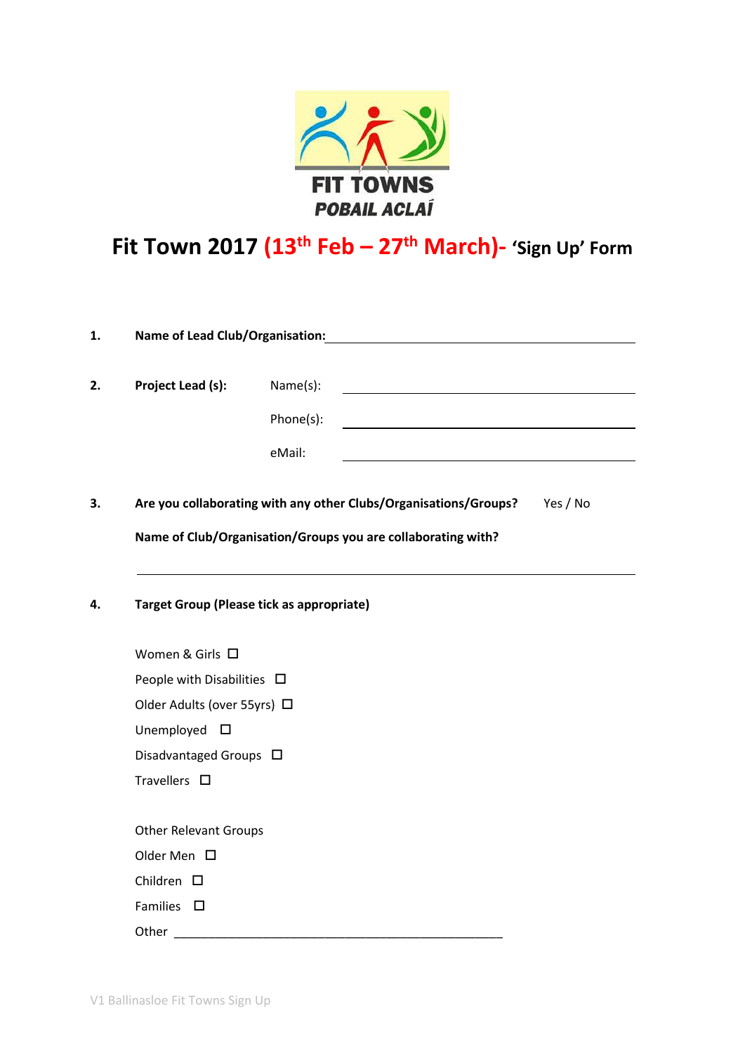FIT TOWNS

POBAIL ACLAÍ

# Fit Town 2017 (13th Feb – 27th March)- 'Sign Up' Form

**1.** **Name of Lead Club/Organisation:** ____________________

**2.** **Project Lead (s):**

Name(s): ____________________

Phone(s): ____________________

eMail: ____________________

**3.** **Are you collaborating with any other Clubs/Organisations/Groups?** Yes / No

**Name of Club/Organisation/Groups you are collaborating with?**

____________________

**4.** **Target Group (Please tick as appropriate)**

Women & Girls ☐

People with Disabilities ☐

Older Adults (over 55yrs) ☐

Unemployed ☐

Disadvantaged Groups ☐

Travellers ☐

Other Relevant Groups

Older Men ☐

Children ☐

Families ☐

Other ____________________

V1 Ballinasloe Fit Towns Sign Up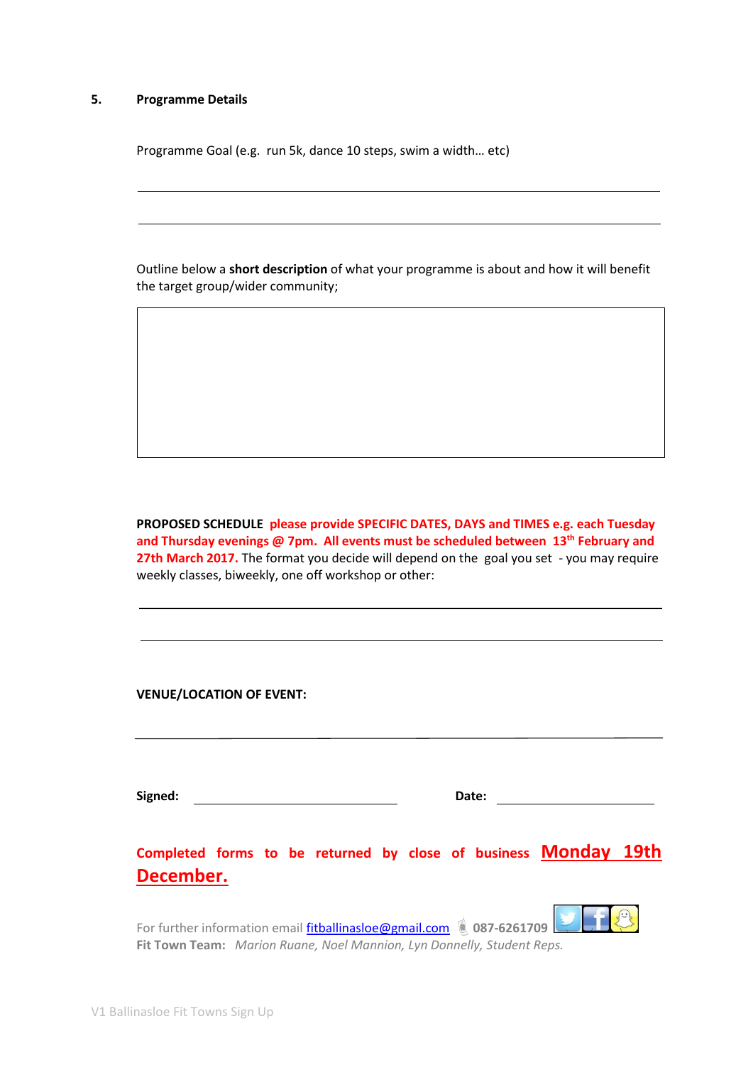## 5. Programme Details

Programme Goal (e.g. run 5k, dance 10 steps, swim a width… etc)

Outline below a **short description** of what your programme is about and how it will benefit the target group/wider community;

**PROPOSED SCHEDULE** **please provide SPECIFIC DATES, DAYS and TIMES e.g. each Tuesday and Thursday evenings @ 7pm. All events must be scheduled between 13th February and 27th March 2017.** The format you decide will depend on the goal you set - you may require weekly classes, biweekly, one off workshop or other:

**VENUE/LOCATION OF EVENT:**

**Signed:** \_\_\_\_\_\_\_\_\_\_\_\_\_\_\_\_\_\_\_\_ **Date:** \_\_\_\_\_\_\_\_\_\_\_\_\_\_\_\_

**Completed forms to be returned by close of business Monday 19th December.**

For further information email fitballinasloe@gmail.com **087-6261709**
**Fit Town Team:** *Marion Ruane, Noel Mannion, Lyn Donnelly, Student Reps.*